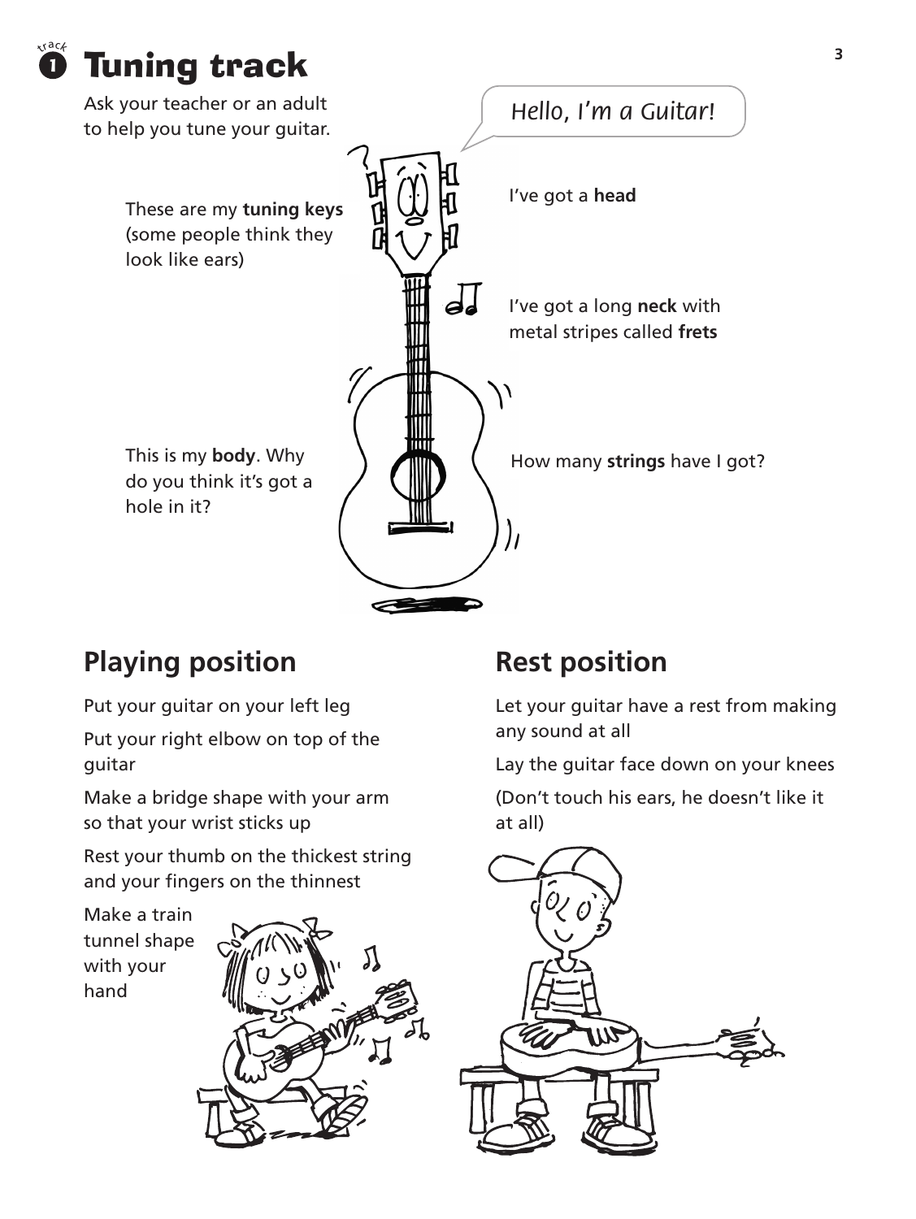# Tuning track

Track 1

Ask your teacher or an adult to help you tune your guitar.

*Hello, I'm a Guitar!*

I've got a **head**

These are my **tuning keys** (some people think they look like ears)

I've got a long **neck** with metal stripes called **frets**

This is my **body**. Why do you think it's got a hole in it?

How many **strings** have I got?

## Playing position

Put your guitar on your left leg

Put your right elbow on top of the guitar

Make a bridge shape with your arm so that your wrist sticks up

Rest your thumb on the thickest string and your fingers on the thinnest

Make a train tunnel shape with your hand

## Rest position

Let your guitar have a rest from making any sound at all

Lay the guitar face down on your knees

(Don't touch his ears, he doesn't like it at all)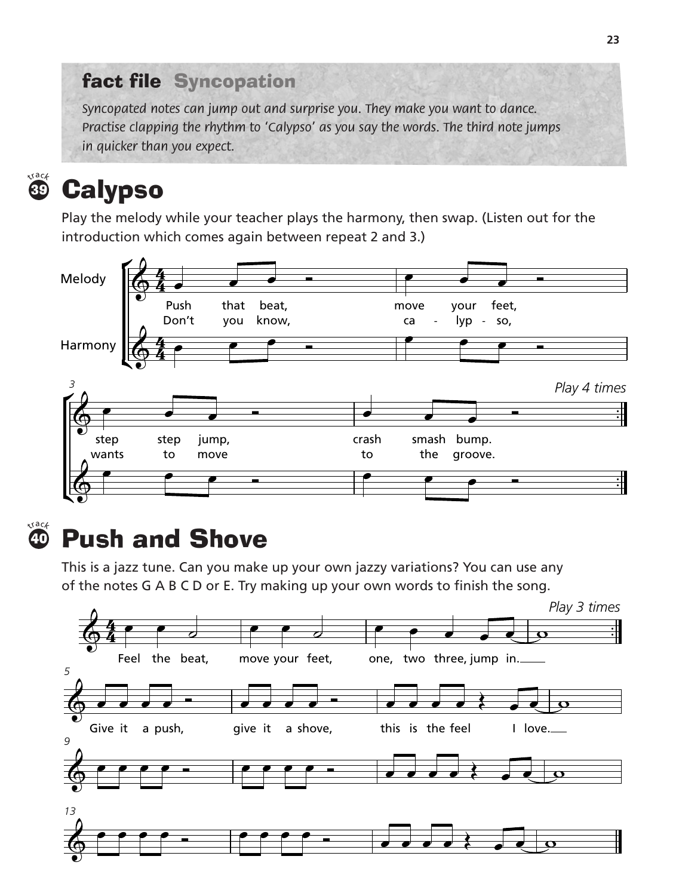## fact file Syncopation

*Syncopated notes can jump out and surprise you. They make you want to dance. Practise clapping the rhythm to 'Calypso' as you say the words. The third note jumps in quicker than you expect.*

# Calypso

track 39

Play the melody while your teacher plays the harmony, then swap. (Listen out for the introduction which comes again between repeat 2 and 3.)

Melody

Harmony

Push that beat, move your feet,
Don't you know, ca - lyp - so,

*Play 4 times*

step step jump, crash smash bump.
wants to move to the groove.

# Push and Shove

track 40

This is a jazz tune. Can you make up your own jazzy variations? You can use any of the notes G A B C D or E. Try making up your own words to finish the song.

*Play 3 times*

Feel the beat, move your feet, one, two three, jump in.

Give it a push, give it a shove, this is the feel I love.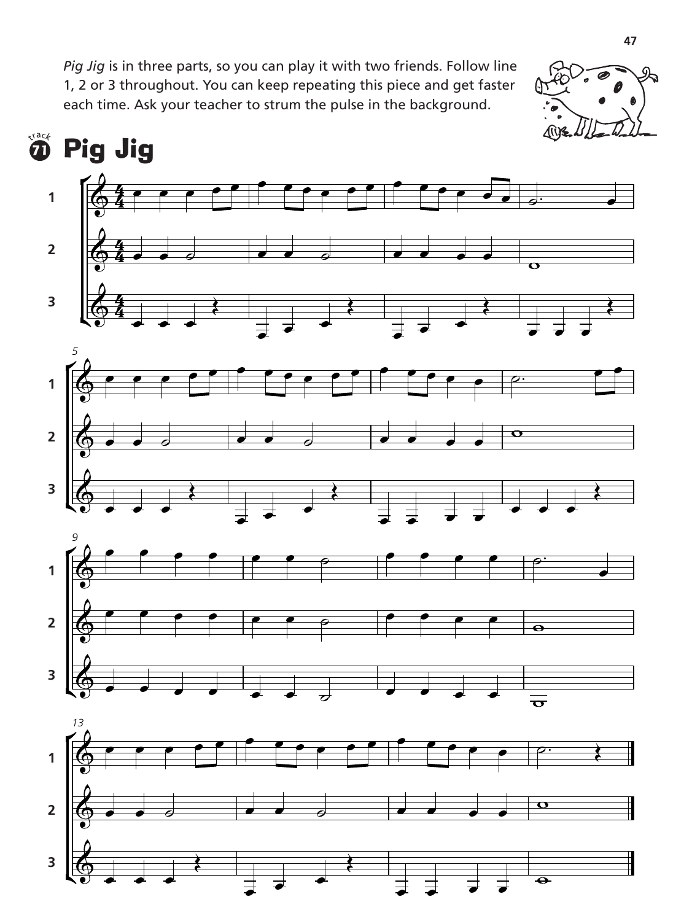*Pig Jig* is in three parts, so you can play it with two friends. Follow line 1, 2 or 3 throughout. You can keep repeating this piece and get faster each time. Ask your teacher to strum the pulse in the background.

# track 71 Pig Jig